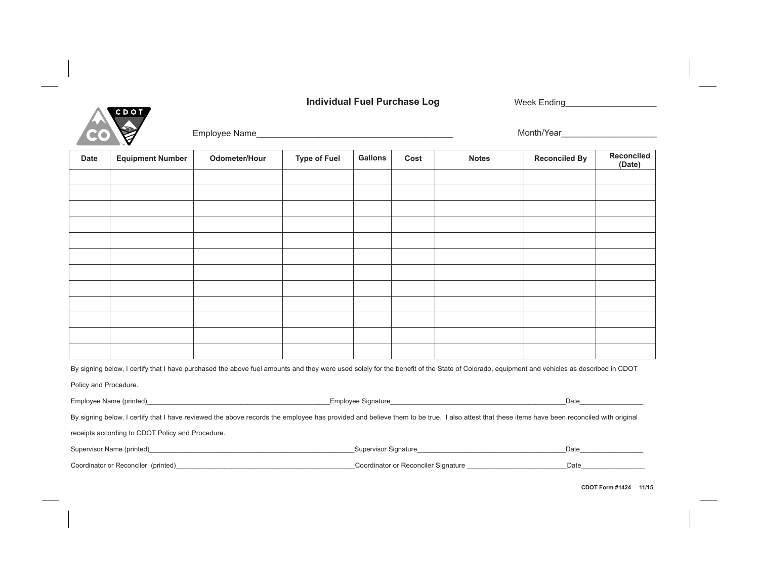# Individual Fuel Purchase Log

Week Ending___________________

Employee Name_________________________________________

Month/Year____________________

| Date | Equipment Number | Odometer/Hour | Type of Fuel | Gallons | Cost | Notes | Reconciled By | Reconciled (Date) |
|---|---|---|---|---|---|---|---|---|
| | | | | | | | | |
| | | | | | | | | |
| | | | | | | | | |
| | | | | | | | | |
| | | | | | | | | |
| | | | | | | | | |
| | | | | | | | | |
| | | | | | | | | |
| | | | | | | | | |
| | | | | | | | | |
| | | | | | | | | |
| | | | | | | | | |

By signing below, I certify that I have purchased the above fuel amounts and they were used solely for the benefit of the State of Colorado, equipment and vehicles as described in CDOT Policy and Procedure.

Employee Name (printed)__________________________________________________Employee Signature_________________________________________________Date_________________

By signing below, I certify that I have reviewed the above records the employee has provided and believe them to be true. I also attest that these items have been reconciled with original receipts according to CDOT Policy and Procedure.

Supervisor Name (printed)_________________________________________________________Supervisor Signature_________________________________________Date_________________

Coordinator or Reconciler (printed)__________________________________________________Coordinator or Reconciler Signature ____________________________Date_________________

CDOT Form #1424 11/15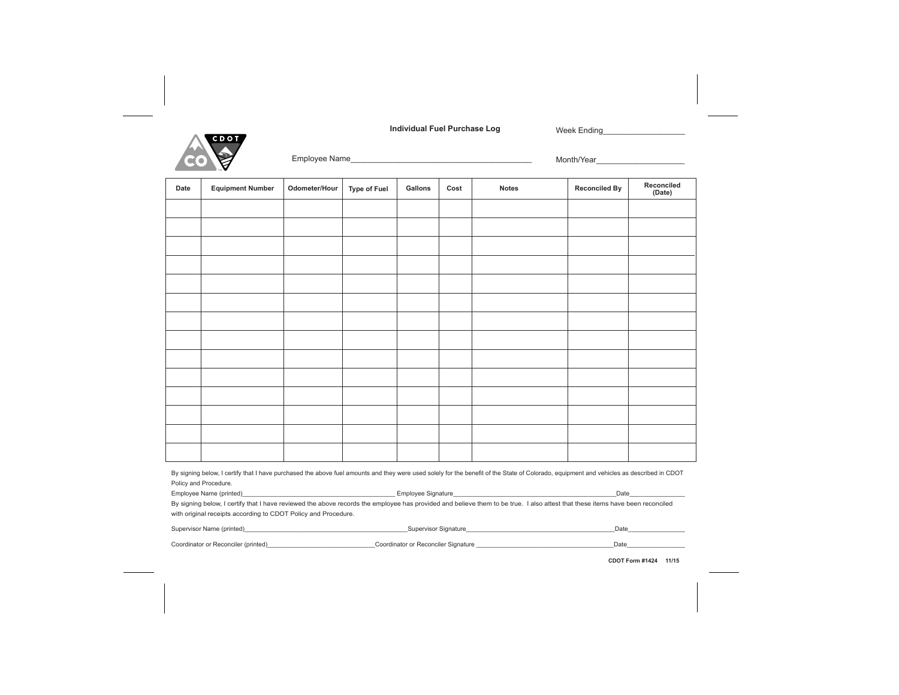# Individual Fuel Purchase Log

Week Ending__________________

Employee Name________________________________________

Month/Year___________________

| Date | Equipment Number | Odometer/Hour | Type of Fuel | Gallons | Cost | Notes | Reconciled By | Reconciled (Date) |
|---|---|---|---|---|---|---|---|---|
| | | | | | | | | |
| | | | | | | | | |
| | | | | | | | | |
| | | | | | | | | |
| | | | | | | | | |
| | | | | | | | | |
| | | | | | | | | |
| | | | | | | | | |
| | | | | | | | | |
| | | | | | | | | |
| | | | | | | | | |
| | | | | | | | | |
| | | | | | | | | |
| | | | | | | | | |

By signing below, I certify that I have purchased the above fuel amounts and they were used solely for the benefit of the State of Colorado, equipment and vehicles as described in CDOT Policy and Procedure.

Employee Name (printed)_____________________________________________ Employee Signature_______________________________________________Date________________

By signing below, I certify that I have reviewed the above records the employee has provided and believe them to be true. I also attest that these items have been reconciled with original receipts according to CDOT Policy and Procedure.

Supervisor Name (printed)_______________________________________________Supervisor Signature___________________________________________Date_________________

Coordinator or Reconciler (printed)_______________________________Coordinator or Reconciler Signature _________________________________________Date_________________

CDOT Form #1424 11/15